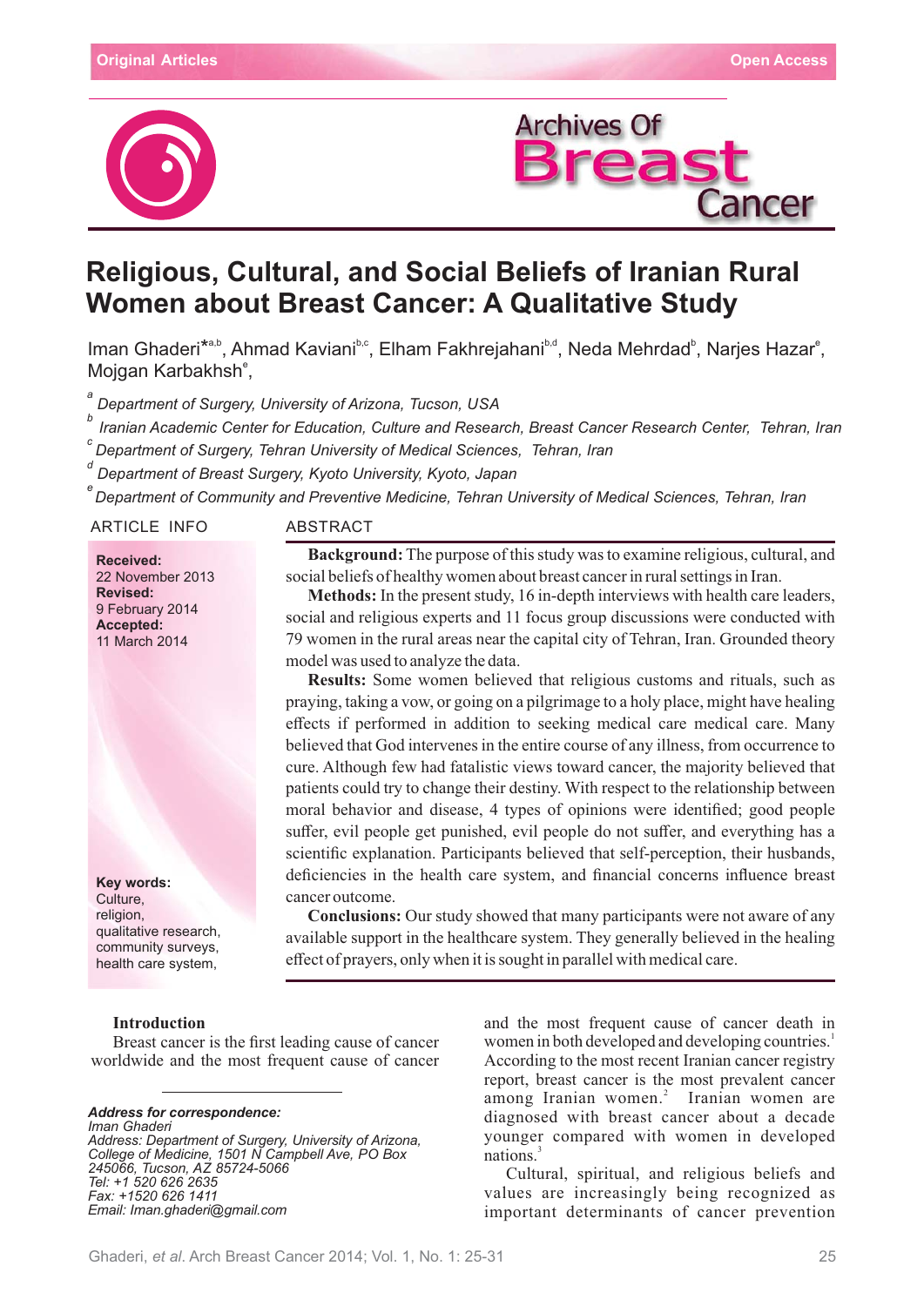Original Articles — Open Access

# Religious, Cultural, and Social Beliefs of Iranian Rural Women about Breast Cancer: A Qualitative Study

Iman Ghaderi*[a,b], Ahmad Kaviani[b,c], Elham Fakhrejahani[b,d], Neda Mehrdad[b], Narjes Hazar[e], Mojgan Karbakhsh[e],

[a] *Department of Surgery, University of Arizona, Tucson, USA*
[b] *Iranian Academic Center for Education, Culture and Research, Breast Cancer Research Center, Tehran, Iran*
[c] *Department of Surgery, Tehran University of Medical Sciences, Tehran, Iran*
[d] *Department of Breast Surgery, Kyoto University, Kyoto, Japan*
[e] *Department of Community and Preventive Medicine, Tehran University of Medical Sciences, Tehran, Iran*

## ARTICLE INFO

**Received:**
22 November 2013
**Revised:**
9 February 2014
**Accepted:**
11 March 2014

**Key words:**
Culture,
religion,
qualitative research,
community surveys,
health care system,

## ABSTRACT

**Background:** The purpose of this study was to examine religious, cultural, and social beliefs of healthy women about breast cancer in rural settings in Iran.

**Methods:** In the present study, 16 in-depth interviews with health care leaders, social and religious experts and 11 focus group discussions were conducted with 79 women in the rural areas near the capital city of Tehran, Iran. Grounded theory model was used to analyze the data.

**Results:** Some women believed that religious customs and rituals, such as praying, taking a vow, or going on a pilgrimage to a holy place, might have healing effects if performed in addition to seeking medical care medical care. Many believed that God intervenes in the entire course of any illness, from occurrence to cure. Although few had fatalistic views toward cancer, the majority believed that patients could try to change their destiny. With respect to the relationship between moral behavior and disease, 4 types of opinions were identified; good people suffer, evil people get punished, evil people do not suffer, and everything has a scientific explanation. Participants believed that self-perception, their husbands, deficiencies in the health care system, and financial concerns influence breast cancer outcome.

**Conclusions:** Our study showed that many participants were not aware of any available support in the healthcare system. They generally believed in the healing effect of prayers, only when it is sought in parallel with medical care.

## Introduction

Breast cancer is the first leading cause of cancer worldwide and the most frequent cause of cancer and the most frequent cause of cancer death in women in both developed and developing countries.[1] According to the most recent Iranian cancer registry report, breast cancer is the most prevalent cancer among Iranian women.[2] Iranian women are diagnosed with breast cancer about a decade younger compared with women in developed nations.[3]

Cultural, spiritual, and religious beliefs and values are increasingly being recognized as important determinants of cancer prevention

---

*Address for correspondence:*
*Iman Ghaderi*
*Address: Department of Surgery, University of Arizona, College of Medicine, 1501 N Campbell Ave, PO Box 245066, Tucson, AZ 85724-5066*
*Tel: +1 520 626 2635*
*Fax: +1520 626 1411*
*Email: Iman.ghaderi@gmail.com*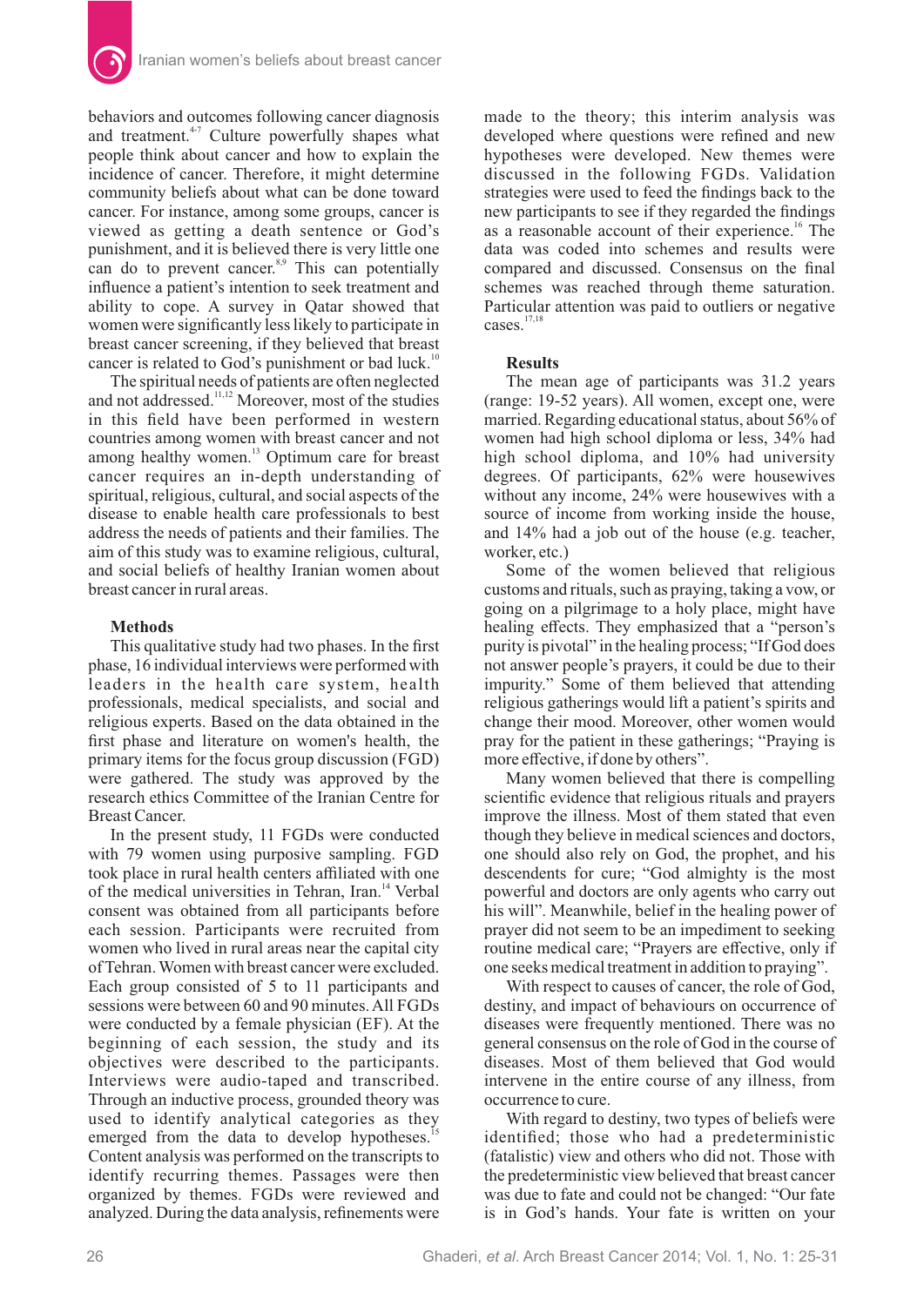behaviors and outcomes following cancer diagnosis and treatment.[4-7] Culture powerfully shapes what people think about cancer and how to explain the incidence of cancer. Therefore, it might determine community beliefs about what can be done toward cancer. For instance, among some groups, cancer is viewed as getting a death sentence or God's punishment, and it is believed there is very little one can do to prevent cancer.[8,9] This can potentially influence a patient's intention to seek treatment and ability to cope. A survey in Qatar showed that women were significantly less likely to participate in breast cancer screening, if they believed that breast cancer is related to God's punishment or bad luck.[10]

The spiritual needs of patients are often neglected and not addressed.[11,12] Moreover, most of the studies in this field have been performed in western countries among women with breast cancer and not among healthy women.[13] Optimum care for breast cancer requires an in-depth understanding of spiritual, religious, cultural, and social aspects of the disease to enable health care professionals to best address the needs of patients and their families. The aim of this study was to examine religious, cultural, and social beliefs of healthy Iranian women about breast cancer in rural areas.

## Methods

This qualitative study had two phases. In the first phase, 16 individual interviews were performed with leaders in the health care system, health professionals, medical specialists, and social and religious experts. Based on the data obtained in the first phase and literature on women's health, the primary items for the focus group discussion (FGD) were gathered. The study was approved by the research ethics Committee of the Iranian Centre for Breast Cancer.

In the present study, 11 FGDs were conducted with 79 women using purposive sampling. FGD took place in rural health centers affiliated with one of the medical universities in Tehran, Iran.[14] Verbal consent was obtained from all participants before each session. Participants were recruited from women who lived in rural areas near the capital city of Tehran. Women with breast cancer were excluded. Each group consisted of 5 to 11 participants and sessions were between 60 and 90 minutes. All FGDs were conducted by a female physician (EF). At the beginning of each session, the study and its objectives were described to the participants. Interviews were audio-taped and transcribed. Through an inductive process, grounded theory was used to identify analytical categories as they emerged from the data to develop hypotheses.[15] Content analysis was performed on the transcripts to identify recurring themes. Passages were then organized by themes. FGDs were reviewed and analyzed. During the data analysis, refinements were made to the theory; this interim analysis was developed where questions were refined and new hypotheses were developed. New themes were discussed in the following FGDs. Validation strategies were used to feed the findings back to the new participants to see if they regarded the findings as a reasonable account of their experience.[16] The data was coded into schemes and results were compared and discussed. Consensus on the final schemes was reached through theme saturation. Particular attention was paid to outliers or negative cases.[17,18]

## Results

The mean age of participants was 31.2 years (range: 19-52 years). All women, except one, were married. Regarding educational status, about 56% of women had high school diploma or less, 34% had high school diploma, and 10% had university degrees. Of participants, 62% were housewives without any income, 24% were housewives with a source of income from working inside the house, and 14% had a job out of the house (e.g. teacher, worker, etc.)

Some of the women believed that religious customs and rituals, such as praying, taking a vow, or going on a pilgrimage to a holy place, might have healing effects. They emphasized that a "person's purity is pivotal" in the healing process; "If God does not answer people's prayers, it could be due to their impurity." Some of them believed that attending religious gatherings would lift a patient's spirits and change their mood. Moreover, other women would pray for the patient in these gatherings; "Praying is more effective, if done by others".

Many women believed that there is compelling scientific evidence that religious rituals and prayers improve the illness. Most of them stated that even though they believe in medical sciences and doctors, one should also rely on God, the prophet, and his descendents for cure; "God almighty is the most powerful and doctors are only agents who carry out his will". Meanwhile, belief in the healing power of prayer did not seem to be an impediment to seeking routine medical care; "Prayers are effective, only if one seeks medical treatment in addition to praying".

With respect to causes of cancer, the role of God, destiny, and impact of behaviours on occurrence of diseases were frequently mentioned. There was no general consensus on the role of God in the course of diseases. Most of them believed that God would intervene in the entire course of any illness, from occurrence to cure.

With regard to destiny, two types of beliefs were identified; those who had a predeterministic (fatalistic) view and others who did not. Those with the predeterministic view believed that breast cancer was due to fate and could not be changed: "Our fate is in God's hands. Your fate is written on your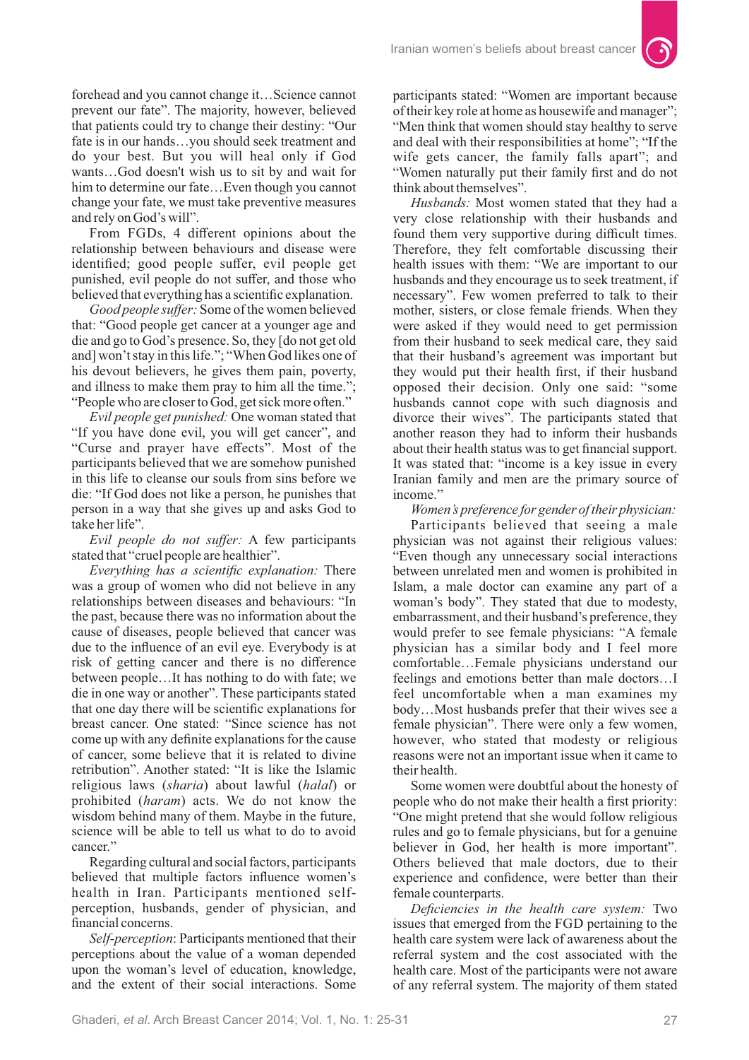forehead and you cannot change it…Science cannot prevent our fate". The majority, however, believed that patients could try to change their destiny: "Our fate is in our hands…you should seek treatment and do your best. But you will heal only if God wants…God doesn't wish us to sit by and wait for him to determine our fate…Even though you cannot change your fate, we must take preventive measures and rely on God's will".

From FGDs, 4 different opinions about the relationship between behaviours and disease were identified; good people suffer, evil people get punished, evil people do not suffer, and those who believed that everything has a scientific explanation.

*Good people suffer:* Some of the women believed that: "Good people get cancer at a younger age and die and go to God's presence. So, they [do not get old and] won't stay in this life."; "When God likes one of his devout believers, he gives them pain, poverty, and illness to make them pray to him all the time."; "People who are closer to God, get sick more often."

*Evil people get punished:* One woman stated that "If you have done evil, you will get cancer", and "Curse and prayer have effects". Most of the participants believed that we are somehow punished in this life to cleanse our souls from sins before we die: "If God does not like a person, he punishes that person in a way that she gives up and asks God to take her life".

*Evil people do not suffer:* A few participants stated that "cruel people are healthier".

*Everything has a scientific explanation:* There was a group of women who did not believe in any relationships between diseases and behaviours: "In the past, because there was no information about the cause of diseases, people believed that cancer was due to the influence of an evil eye. Everybody is at risk of getting cancer and there is no difference between people…It has nothing to do with fate; we die in one way or another". These participants stated that one day there will be scientific explanations for breast cancer. One stated: "Since science has not come up with any definite explanations for the cause of cancer, some believe that it is related to divine retribution". Another stated: "It is like the Islamic religious laws (*sharia*) about lawful (*halal*) or prohibited (*haram*) acts. We do not know the wisdom behind many of them. Maybe in the future, science will be able to tell us what to do to avoid cancer."

Regarding cultural and social factors, participants believed that multiple factors influence women's health in Iran. Participants mentioned self-perception, husbands, gender of physician, and financial concerns.

*Self-perception*: Participants mentioned that their perceptions about the value of a woman depended upon the woman's level of education, knowledge, and the extent of their social interactions. Some participants stated: "Women are important because of their key role at home as housewife and manager"; "Men think that women should stay healthy to serve and deal with their responsibilities at home"; "If the wife gets cancer, the family falls apart"; and "Women naturally put their family first and do not think about themselves".

*Husbands:* Most women stated that they had a very close relationship with their husbands and found them very supportive during difficult times. Therefore, they felt comfortable discussing their health issues with them: "We are important to our husbands and they encourage us to seek treatment, if necessary". Few women preferred to talk to their mother, sisters, or close female friends. When they were asked if they would need to get permission from their husband to seek medical care, they said that their husband's agreement was important but they would put their health first, if their husband opposed their decision. Only one said: "some husbands cannot cope with such diagnosis and divorce their wives". The participants stated that another reason they had to inform their husbands about their health status was to get financial support. It was stated that: "income is a key issue in every Iranian family and men are the primary source of income."

*Women's preference for gender of their physician:* Participants believed that seeing a male physician was not against their religious values: "Even though any unnecessary social interactions between unrelated men and women is prohibited in Islam, a male doctor can examine any part of a woman's body". They stated that due to modesty, embarrassment, and their husband's preference, they would prefer to see female physicians: "A female physician has a similar body and I feel more comfortable…Female physicians understand our feelings and emotions better than male doctors…I feel uncomfortable when a man examines my body…Most husbands prefer that their wives see a female physician". There were only a few women, however, who stated that modesty or religious reasons were not an important issue when it came to their health.

Some women were doubtful about the honesty of people who do not make their health a first priority: "One might pretend that she would follow religious rules and go to female physicians, but for a genuine believer in God, her health is more important". Others believed that male doctors, due to their experience and confidence, were better than their female counterparts.

*Deficiencies in the health care system:* Two issues that emerged from the FGD pertaining to the health care system were lack of awareness about the referral system and the cost associated with the health care. Most of the participants were not aware of any referral system. The majority of them stated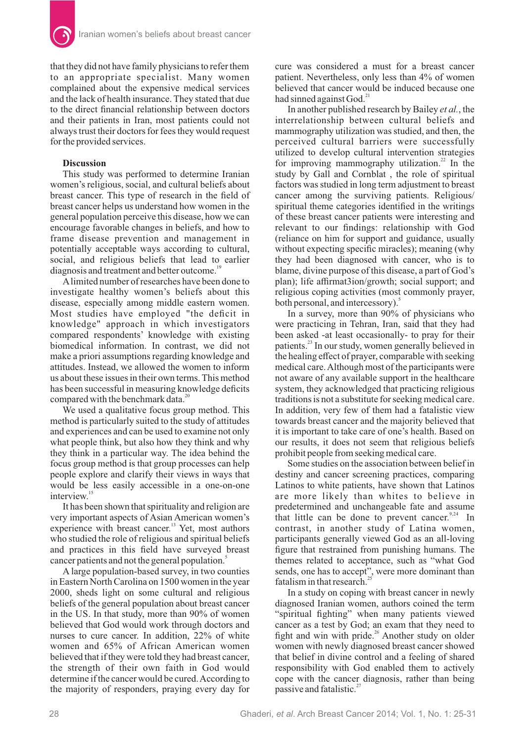that they did not have family physicians to refer them to an appropriate specialist. Many women complained about the expensive medical services and the lack of health insurance. They stated that due to the direct financial relationship between doctors and their patients in Iran, most patients could not always trust their doctors for fees they would request for the provided services.

### Discussion

This study was performed to determine Iranian women's religious, social, and cultural beliefs about breast cancer. This type of research in the field of breast cancer helps us understand how women in the general population perceive this disease, how we can encourage favorable changes in beliefs, and how to frame disease prevention and management in potentially acceptable ways according to cultural, social, and religious beliefs that lead to earlier diagnosis and treatment and better outcome.[19]

A limited number of researches have been done to investigate healthy women's beliefs about this disease, especially among middle eastern women. Most studies have employed "the deficit in knowledge" approach in which investigators compared respondents' knowledge with existing biomedical information. In contrast, we did not make a priori assumptions regarding knowledge and attitudes. Instead, we allowed the women to inform us about these issues in their own terms. This method has been successful in measuring knowledge deficits compared with the benchmark data.[20]

We used a qualitative focus group method. This method is particularly suited to the study of attitudes and experiences and can be used to examine not only what people think, but also how they think and why they think in a particular way. The idea behind the focus group method is that group processes can help people explore and clarify their views in ways that would be less easily accessible in a one-on-one interview.[15]

It has been shown that spirituality and religion are very important aspects of Asian American women's experience with breast cancer.[13] Yet, most authors who studied the role of religious and spiritual beliefs and practices in this field have surveyed breast cancer patients and not the general population.[5]

A large population-based survey, in two counties in Eastern North Carolina on 1500 women in the year 2000, sheds light on some cultural and religious beliefs of the general population about breast cancer in the US. In that study, more than 90% of women believed that God would work through doctors and nurses to cure cancer. In addition, 22% of white women and 65% of African American women believed that if they were told they had breast cancer, the strength of their own faith in God would determine if the cancer would be cured. According to the majority of responders, praying every day for cure was considered a must for a breast cancer patient. Nevertheless, only less than 4% of women believed that cancer would be induced because one had sinned against God.[21]

In another published research by Bailey *et al.*, the interrelationship between cultural beliefs and mammography utilization was studied, and then, the perceived cultural barriers were successfully utilized to develop cultural intervention strategies for improving mammography utilization.[22] In the study by Gall and Cornblat , the role of spiritual factors was studied in long term adjustment to breast cancer among the surviving patients. Religious/spiritual theme categories identified in the writings of these breast cancer patients were interesting and relevant to our findings: relationship with God (reliance on him for support and guidance, usually without expecting specific miracles); meaning (why they had been diagnosed with cancer, who is to blame, divine purpose of this disease, a part of God's plan); life affirmat3ion/growth; social support; and religious coping activities (most commonly prayer, both personal, and intercessory).[5]

In a survey, more than 90% of physicians who were practicing in Tehran, Iran, said that they had been asked -at least occasionally- to pray for their patients.[23] In our study, women generally believed in the healing effect of prayer, comparable with seeking medical care. Although most of the participants were not aware of any available support in the healthcare system, they acknowledged that practicing religious traditions is not a substitute for seeking medical care. In addition, very few of them had a fatalistic view towards breast cancer and the majority believed that it is important to take care of one's health. Based on our results, it does not seem that religious beliefs prohibit people from seeking medical care.

Some studies on the association between belief in destiny and cancer screening practices, comparing Latinos to white patients, have shown that Latinos are more likely than whites to believe in predetermined and unchangeable fate and assume that little can be done to prevent cancer.[9,24] In contrast, in another study of Latina women, participants generally viewed God as an all-loving figure that restrained from punishing humans. The themes related to acceptance, such as "what God sends, one has to accept", were more dominant than fatalism in that research.[25]

In a study on coping with breast cancer in newly diagnosed Iranian women, authors coined the term "spiritual fighting" when many patients viewed cancer as a test by God; an exam that they need to fight and win with pride.[26] Another study on older women with newly diagnosed breast cancer showed that belief in divine control and a feeling of shared responsibility with God enabled them to actively cope with the cancer diagnosis, rather than being passive and fatalistic.[27]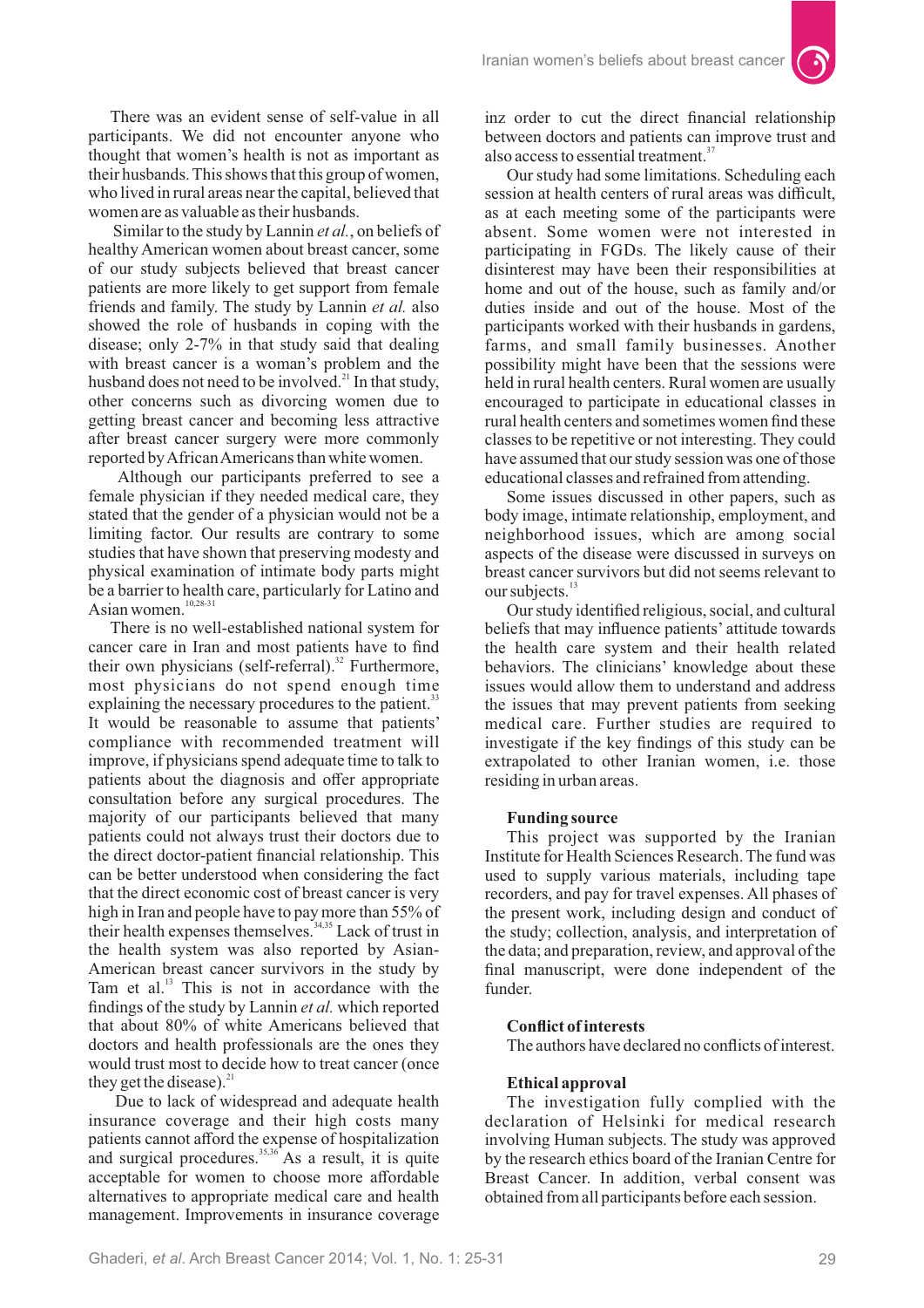There was an evident sense of self-value in all participants. We did not encounter anyone who thought that women's health is not as important as their husbands. This shows that this group of women, who lived in rural areas near the capital, believed that women are as valuable as their husbands.

Similar to the study by Lannin *et al.*, on beliefs of healthy American women about breast cancer, some of our study subjects believed that breast cancer patients are more likely to get support from female friends and family. The study by Lannin *et al.* also showed the role of husbands in coping with the disease; only 2-7% in that study said that dealing with breast cancer is a woman's problem and the husband does not need to be involved.[21] In that study, other concerns such as divorcing women due to getting breast cancer and becoming less attractive after breast cancer surgery were more commonly reported by African Americans than white women.

Although our participants preferred to see a female physician if they needed medical care, they stated that the gender of a physician would not be a limiting factor. Our results are contrary to some studies that have shown that preserving modesty and physical examination of intimate body parts might be a barrier to health care, particularly for Latino and Asian women.[10,28-31]

There is no well-established national system for cancer care in Iran and most patients have to find their own physicians (self-referral).[32] Furthermore, most physicians do not spend enough time explaining the necessary procedures to the patient.[33] It would be reasonable to assume that patients' compliance with recommended treatment will improve, if physicians spend adequate time to talk to patients about the diagnosis and offer appropriate consultation before any surgical procedures. The majority of our participants believed that many patients could not always trust their doctors due to the direct doctor-patient financial relationship. This can be better understood when considering the fact that the direct economic cost of breast cancer is very high in Iran and people have to pay more than 55% of their health expenses themselves.[34,35] Lack of trust in the health system was also reported by Asian-American breast cancer survivors in the study by Tam et al.[13] This is not in accordance with the findings of the study by Lannin *et al.* which reported that about 80% of white Americans believed that doctors and health professionals are the ones they would trust most to decide how to treat cancer (once they get the disease).[21]

Due to lack of widespread and adequate health insurance coverage and their high costs many patients cannot afford the expense of hospitalization and surgical procedures.[35,36] As a result, it is quite acceptable for women to choose more affordable alternatives to appropriate medical care and health management. Improvements in insurance coverage inz order to cut the direct financial relationship between doctors and patients can improve trust and also access to essential treatment.[37]

Our study had some limitations. Scheduling each session at health centers of rural areas was difficult, as at each meeting some of the participants were absent. Some women were not interested in participating in FGDs. The likely cause of their disinterest may have been their responsibilities at home and out of the house, such as family and/or duties inside and out of the house. Most of the participants worked with their husbands in gardens, farms, and small family businesses. Another possibility might have been that the sessions were held in rural health centers. Rural women are usually encouraged to participate in educational classes in rural health centers and sometimes women find these classes to be repetitive or not interesting. They could have assumed that our study session was one of those educational classes and refrained from attending.

Some issues discussed in other papers, such as body image, intimate relationship, employment, and neighborhood issues, which are among social aspects of the disease were discussed in surveys on breast cancer survivors but did not seems relevant to our subjects.[13]

Our study identified religious, social, and cultural beliefs that may influence patients' attitude towards the health care system and their health related behaviors. The clinicians' knowledge about these issues would allow them to understand and address the issues that may prevent patients from seeking medical care. Further studies are required to investigate if the key findings of this study can be extrapolated to other Iranian women, i.e. those residing in urban areas.

**Funding source**

This project was supported by the Iranian Institute for Health Sciences Research. The fund was used to supply various materials, including tape recorders, and pay for travel expenses. All phases of the present work, including design and conduct of the study; collection, analysis, and interpretation of the data; and preparation, review, and approval of the final manuscript, were done independent of the funder.

**Conflict of interests**

The authors have declared no conflicts of interest.

**Ethical approval**

The investigation fully complied with the declaration of Helsinki for medical research involving Human subjects. The study was approved by the research ethics board of the Iranian Centre for Breast Cancer. In addition, verbal consent was obtained from all participants before each session.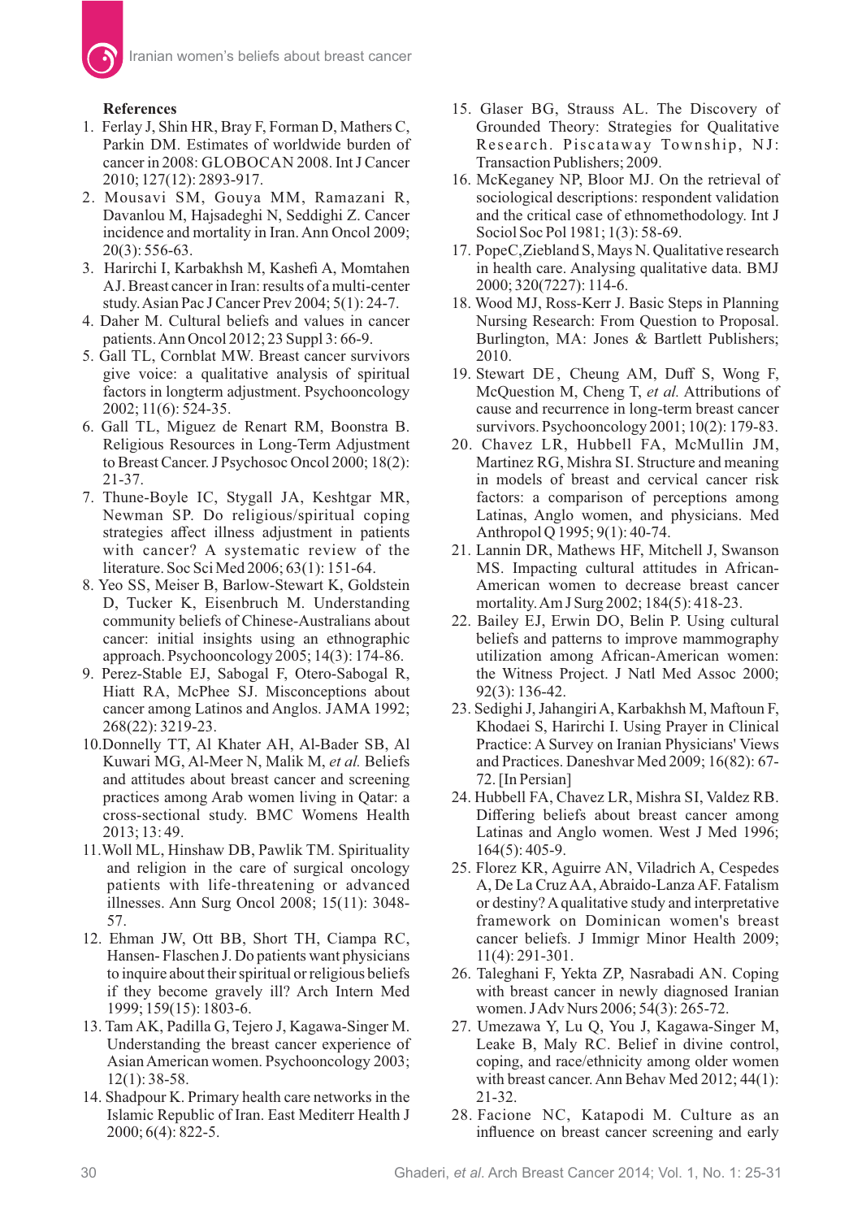## References

1. Ferlay J, Shin HR, Bray F, Forman D, Mathers C, Parkin DM. Estimates of worldwide burden of cancer in 2008: GLOBOCAN 2008. Int J Cancer 2010; 127(12): 2893-917.
2. Mousavi SM, Gouya MM, Ramazani R, Davanlou M, Hajsadeghi N, Seddighi Z. Cancer incidence and mortality in Iran. Ann Oncol 2009; 20(3): 556-63.
3. Harirchi I, Karbakhsh M, Kashefi A, Momtahen AJ. Breast cancer in Iran: results of a multi-center study. Asian Pac J Cancer Prev 2004; 5(1): 24-7.
4. Daher M. Cultural beliefs and values in cancer patients. Ann Oncol 2012; 23 Suppl 3: 66-9.
5. Gall TL, Cornblat MW. Breast cancer survivors give voice: a qualitative analysis of spiritual factors in longterm adjustment. Psychooncology 2002; 11(6): 524-35.
6. Gall TL, Miguez de Renart RM, Boonstra B. Religious Resources in Long-Term Adjustment to Breast Cancer. J Psychosoc Oncol 2000; 18(2): 21-37.
7. Thune-Boyle IC, Stygall JA, Keshtgar MR, Newman SP. Do religious/spiritual coping strategies affect illness adjustment in patients with cancer? A systematic review of the literature. Soc Sci Med 2006; 63(1): 151-64.
8. Yeo SS, Meiser B, Barlow-Stewart K, Goldstein D, Tucker K, Eisenbruch M. Understanding community beliefs of Chinese-Australians about cancer: initial insights using an ethnographic approach. Psychooncology 2005; 14(3): 174-86.
9. Perez-Stable EJ, Sabogal F, Otero-Sabogal R, Hiatt RA, McPhee SJ. Misconceptions about cancer among Latinos and Anglos. JAMA 1992; 268(22): 3219-23.
10. Donnelly TT, Al Khater AH, Al-Bader SB, Al Kuwari MG, Al-Meer N, Malik M, *et al.* Beliefs and attitudes about breast cancer and screening practices among Arab women living in Qatar: a cross-sectional study. BMC Womens Health 2013; 13: 49.
11. Woll ML, Hinshaw DB, Pawlik TM. Spirituality and religion in the care of surgical oncology patients with life-threatening or advanced illnesses. Ann Surg Oncol 2008; 15(11): 3048-57.
12. Ehman JW, Ott BB, Short TH, Ciampa RC, Hansen- Flaschen J. Do patients want physicians to inquire about their spiritual or religious beliefs if they become gravely ill? Arch Intern Med 1999; 159(15): 1803-6.
13. Tam AK, Padilla G, Tejero J, Kagawa-Singer M. Understanding the breast cancer experience of Asian American women. Psychooncology 2003; 12(1): 38-58.
14. Shadpour K. Primary health care networks in the Islamic Republic of Iran. East Mediterr Health J 2000; 6(4): 822-5.
15. Glaser BG, Strauss AL. The Discovery of Grounded Theory: Strategies for Qualitative Research. Piscataway Township, NJ: Transaction Publishers; 2009.
16. McKeganey NP, Bloor MJ. On the retrieval of sociological descriptions: respondent validation and the critical case of ethnomethodology. Int J Sociol Soc Pol 1981; 1(3): 58-69.
17. PopeC,Ziebland S, Mays N. Qualitative research in health care. Analysing qualitative data. BMJ 2000; 320(7227): 114-6.
18. Wood MJ, Ross-Kerr J. Basic Steps in Planning Nursing Research: From Question to Proposal. Burlington, MA: Jones & Bartlett Publishers; 2010.
19. Stewart DE, Cheung AM, Duff S, Wong F, McQuestion M, Cheng T, *et al.* Attributions of cause and recurrence in long-term breast cancer survivors. Psychooncology 2001; 10(2): 179-83.
20. Chavez LR, Hubbell FA, McMullin JM, Martinez RG, Mishra SI. Structure and meaning in models of breast and cervical cancer risk factors: a comparison of perceptions among Latinas, Anglo women, and physicians. Med Anthropol Q 1995; 9(1): 40-74.
21. Lannin DR, Mathews HF, Mitchell J, Swanson MS. Impacting cultural attitudes in African-American women to decrease breast cancer mortality. Am J Surg 2002; 184(5): 418-23.
22. Bailey EJ, Erwin DO, Belin P. Using cultural beliefs and patterns to improve mammography utilization among African-American women: the Witness Project. J Natl Med Assoc 2000; 92(3): 136-42.
23. Sedighi J, Jahangiri A, Karbakhsh M, Maftoun F, Khodaei S, Harirchi I. Using Prayer in Clinical Practice: A Survey on Iranian Physicians' Views and Practices. Daneshvar Med 2009; 16(82): 67-72. [In Persian]
24. Hubbell FA, Chavez LR, Mishra SI, Valdez RB. Differing beliefs about breast cancer among Latinas and Anglo women. West J Med 1996; 164(5): 405-9.
25. Florez KR, Aguirre AN, Viladrich A, Cespedes A, De La Cruz AA, Abraido-Lanza AF. Fatalism or destiny? A qualitative study and interpretative framework on Dominican women's breast cancer beliefs. J Immigr Minor Health 2009; 11(4): 291-301.
26. Taleghani F, Yekta ZP, Nasrabadi AN. Coping with breast cancer in newly diagnosed Iranian women. J Adv Nurs 2006; 54(3): 265-72.
27. Umezawa Y, Lu Q, You J, Kagawa-Singer M, Leake B, Maly RC. Belief in divine control, coping, and race/ethnicity among older women with breast cancer. Ann Behav Med 2012; 44(1): 21-32.
28. Facione NC, Katapodi M. Culture as an influence on breast cancer screening and early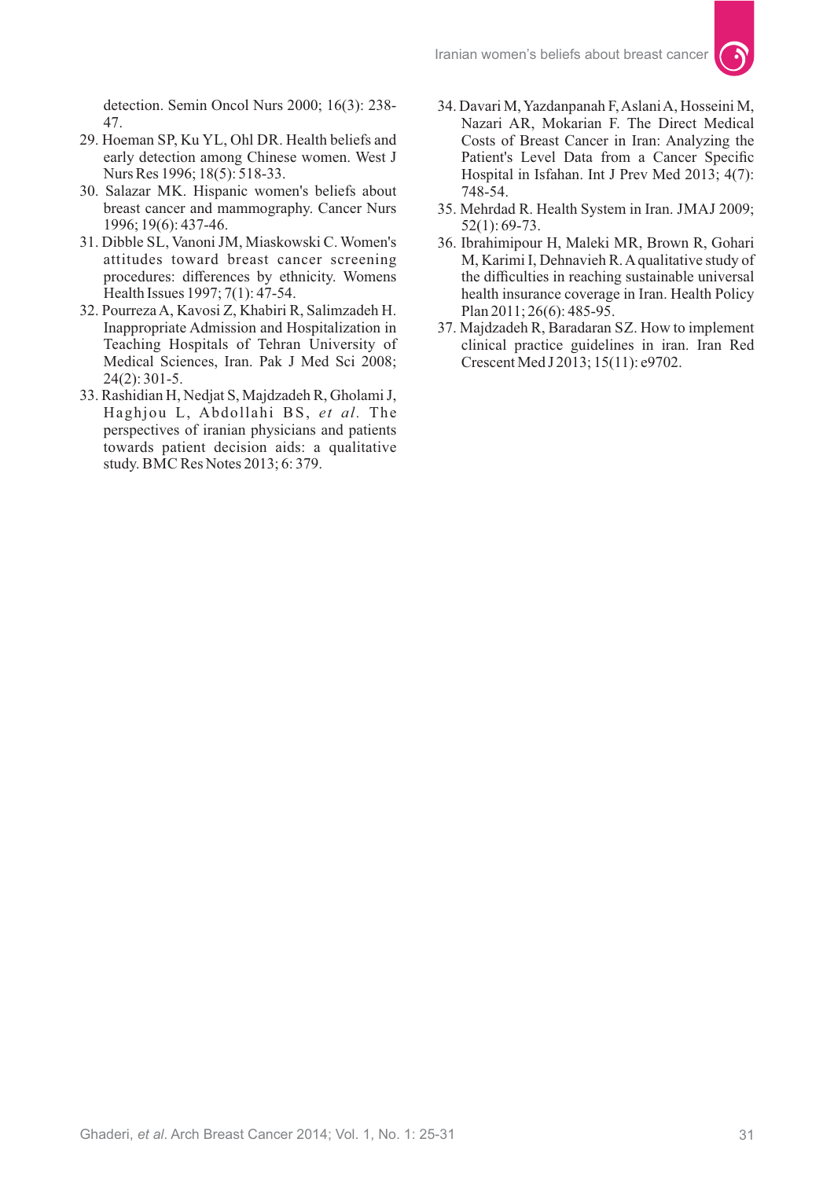detection. Semin Oncol Nurs 2000; 16(3): 238-47.

29. Hoeman SP, Ku YL, Ohl DR. Health beliefs and early detection among Chinese women. West J Nurs Res 1996; 18(5): 518-33.
30. Salazar MK. Hispanic women's beliefs about breast cancer and mammography. Cancer Nurs 1996; 19(6): 437-46.
31. Dibble SL, Vanoni JM, Miaskowski C. Women's attitudes toward breast cancer screening procedures: differences by ethnicity. Womens Health Issues 1997; 7(1): 47-54.
32. Pourreza A, Kavosi Z, Khabiri R, Salimzadeh H. Inappropriate Admission and Hospitalization in Teaching Hospitals of Tehran University of Medical Sciences, Iran. Pak J Med Sci 2008; 24(2): 301-5.
33. Rashidian H, Nedjat S, Majdzadeh R, Gholami J, Haghjou L, Abdollahi BS, *et al*. The perspectives of iranian physicians and patients towards patient decision aids: a qualitative study. BMC Res Notes 2013; 6: 379.
34. Davari M, Yazdanpanah F, Aslani A, Hosseini M, Nazari AR, Mokarian F. The Direct Medical Costs of Breast Cancer in Iran: Analyzing the Patient's Level Data from a Cancer Specific Hospital in Isfahan. Int J Prev Med 2013; 4(7): 748-54.
35. Mehrdad R. Health System in Iran. JMAJ 2009; 52(1): 69-73.
36. Ibrahimipour H, Maleki MR, Brown R, Gohari M, Karimi I, Dehnavieh R. A qualitative study of the difficulties in reaching sustainable universal health insurance coverage in Iran. Health Policy Plan 2011; 26(6): 485-95.
37. Majdzadeh R, Baradaran SZ. How to implement clinical practice guidelines in iran. Iran Red Crescent Med J 2013; 15(11): e9702.